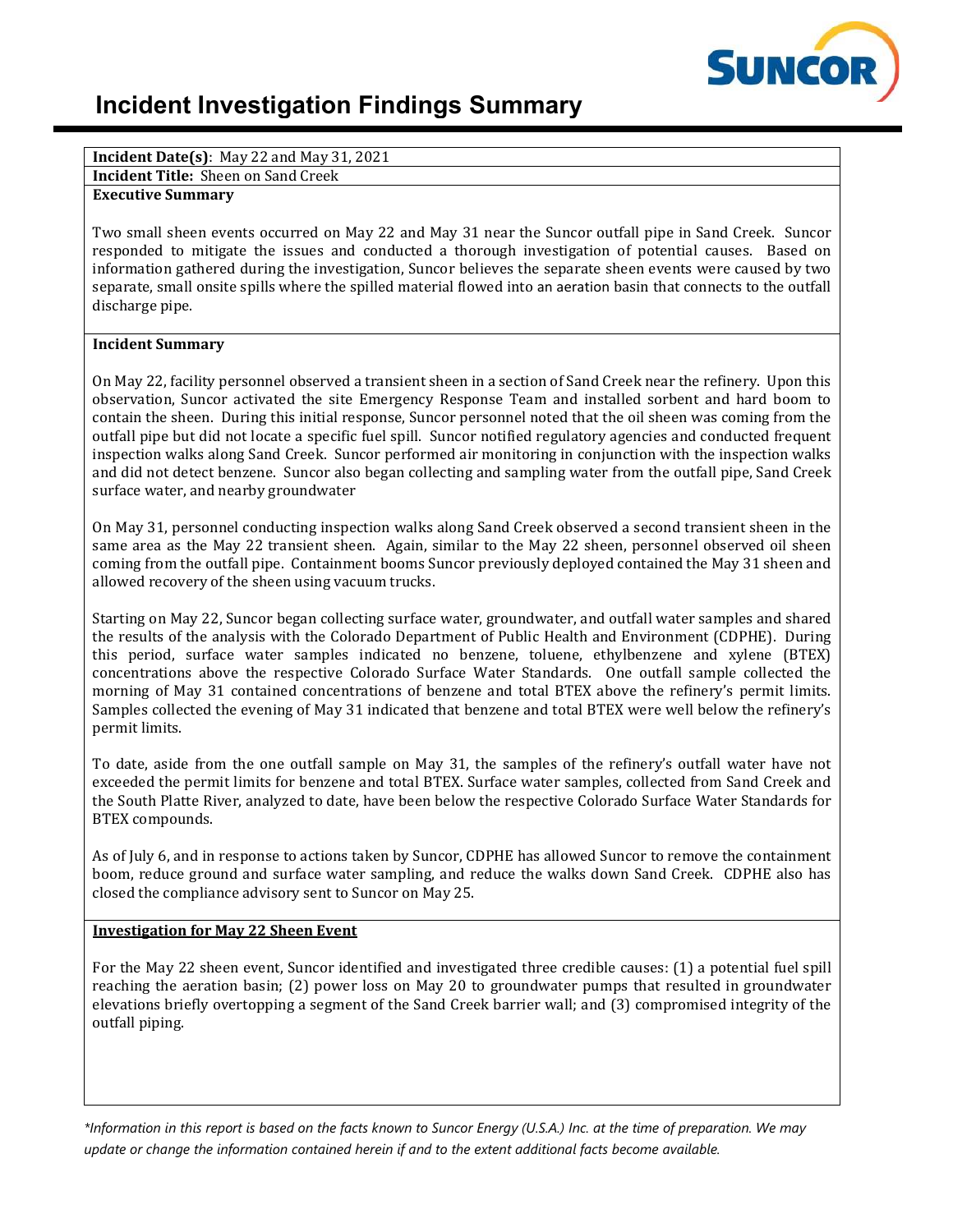# Incident Investigation Findings Summary

**Incident Date(s)**: May 22 and May 31, 2021

**Incident Title:** Sheen on Sand Creek

**Executive Summary**

Two small sheen events occurred on May 22 and May 31 near the Suncor outfall pipe in Sand Creek. Suncor responded to mitigate the issues and conducted a thorough investigation of potential causes. Based on information gathered during the investigation, Suncor believes the separate sheen events were caused by two separate, small onsite spills where the spilled material flowed into an aeration basin that connects to the outfall discharge pipe.

**Incident Summary**

On May 22, facility personnel observed a transient sheen in a section of Sand Creek near the refinery. Upon this observation, Suncor activated the site Emergency Response Team and installed sorbent and hard boom to contain the sheen. During this initial response, Suncor personnel noted that the oil sheen was coming from the outfall pipe but did not locate a specific fuel spill. Suncor notified regulatory agencies and conducted frequent inspection walks along Sand Creek. Suncor performed air monitoring in conjunction with the inspection walks and did not detect benzene. Suncor also began collecting and sampling water from the outfall pipe, Sand Creek surface water, and nearby groundwater

On May 31, personnel conducting inspection walks along Sand Creek observed a second transient sheen in the same area as the May 22 transient sheen. Again, similar to the May 22 sheen, personnel observed oil sheen coming from the outfall pipe. Containment booms Suncor previously deployed contained the May 31 sheen and allowed recovery of the sheen using vacuum trucks.

Starting on May 22, Suncor began collecting surface water, groundwater, and outfall water samples and shared the results of the analysis with the Colorado Department of Public Health and Environment (CDPHE). During this period, surface water samples indicated no benzene, toluene, ethylbenzene and xylene (BTEX) concentrations above the respective Colorado Surface Water Standards. One outfall sample collected the morning of May 31 contained concentrations of benzene and total BTEX above the refinery's permit limits. Samples collected the evening of May 31 indicated that benzene and total BTEX were well below the refinery's permit limits.

To date, aside from the one outfall sample on May 31, the samples of the refinery's outfall water have not exceeded the permit limits for benzene and total BTEX. Surface water samples, collected from Sand Creek and the South Platte River, analyzed to date, have been below the respective Colorado Surface Water Standards for BTEX compounds.

As of July 6, and in response to actions taken by Suncor, CDPHE has allowed Suncor to remove the containment boom, reduce ground and surface water sampling, and reduce the walks down Sand Creek. CDPHE also has closed the compliance advisory sent to Suncor on May 25.

**<u>Investigation for May 22 Sheen Event</u>**

For the May 22 sheen event, Suncor identified and investigated three credible causes: (1) a potential fuel spill reaching the aeration basin; (2) power loss on May 20 to groundwater pumps that resulted in groundwater elevations briefly overtopping a segment of the Sand Creek barrier wall; and (3) compromised integrity of the outfall piping.

*\*Information in this report is based on the facts known to Suncor Energy (U.S.A.) Inc. at the time of preparation. We may update or change the information contained herein if and to the extent additional facts become available.*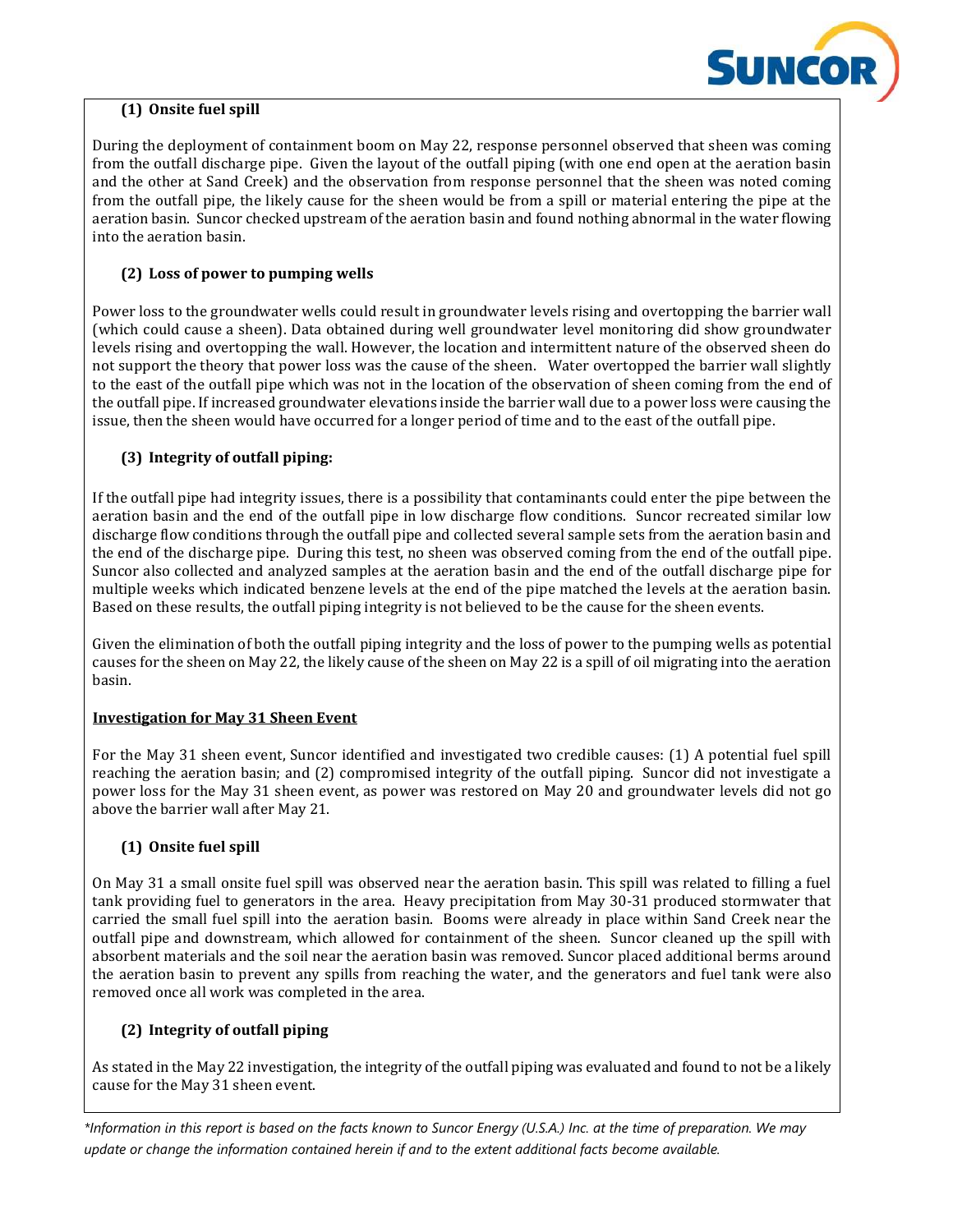**(1) Onsite fuel spill**

During the deployment of containment boom on May 22, response personnel observed that sheen was coming from the outfall discharge pipe. Given the layout of the outfall piping (with one end open at the aeration basin and the other at Sand Creek) and the observation from response personnel that the sheen was noted coming from the outfall pipe, the likely cause for the sheen would be from a spill or material entering the pipe at the aeration basin. Suncor checked upstream of the aeration basin and found nothing abnormal in the water flowing into the aeration basin.

**(2) Loss of power to pumping wells**

Power loss to the groundwater wells could result in groundwater levels rising and overtopping the barrier wall (which could cause a sheen). Data obtained during well groundwater level monitoring did show groundwater levels rising and overtopping the wall. However, the location and intermittent nature of the observed sheen do not support the theory that power loss was the cause of the sheen. Water overtopped the barrier wall slightly to the east of the outfall pipe which was not in the location of the observation of sheen coming from the end of the outfall pipe. If increased groundwater elevations inside the barrier wall due to a power loss were causing the issue, then the sheen would have occurred for a longer period of time and to the east of the outfall pipe.

**(3) Integrity of outfall piping:**

If the outfall pipe had integrity issues, there is a possibility that contaminants could enter the pipe between the aeration basin and the end of the outfall pipe in low discharge flow conditions. Suncor recreated similar low discharge flow conditions through the outfall pipe and collected several sample sets from the aeration basin and the end of the discharge pipe. During this test, no sheen was observed coming from the end of the outfall pipe. Suncor also collected and analyzed samples at the aeration basin and the end of the outfall discharge pipe for multiple weeks which indicated benzene levels at the end of the pipe matched the levels at the aeration basin. Based on these results, the outfall piping integrity is not believed to be the cause for the sheen events.

Given the elimination of both the outfall piping integrity and the loss of power to the pumping wells as potential causes for the sheen on May 22, the likely cause of the sheen on May 22 is a spill of oil migrating into the aeration basin.

**Investigation for May 31 Sheen Event**

For the May 31 sheen event, Suncor identified and investigated two credible causes: (1) A potential fuel spill reaching the aeration basin; and (2) compromised integrity of the outfall piping. Suncor did not investigate a power loss for the May 31 sheen event, as power was restored on May 20 and groundwater levels did not go above the barrier wall after May 21.

**(1) Onsite fuel spill**

On May 31 a small onsite fuel spill was observed near the aeration basin. This spill was related to filling a fuel tank providing fuel to generators in the area. Heavy precipitation from May 30-31 produced stormwater that carried the small fuel spill into the aeration basin. Booms were already in place within Sand Creek near the outfall pipe and downstream, which allowed for containment of the sheen. Suncor cleaned up the spill with absorbent materials and the soil near the aeration basin was removed. Suncor placed additional berms around the aeration basin to prevent any spills from reaching the water, and the generators and fuel tank were also removed once all work was completed in the area.

**(2) Integrity of outfall piping**

As stated in the May 22 investigation, the integrity of the outfall piping was evaluated and found to not be a likely cause for the May 31 sheen event.

*\*Information in this report is based on the facts known to Suncor Energy (U.S.A.) Inc. at the time of preparation. We may update or change the information contained herein if and to the extent additional facts become available.*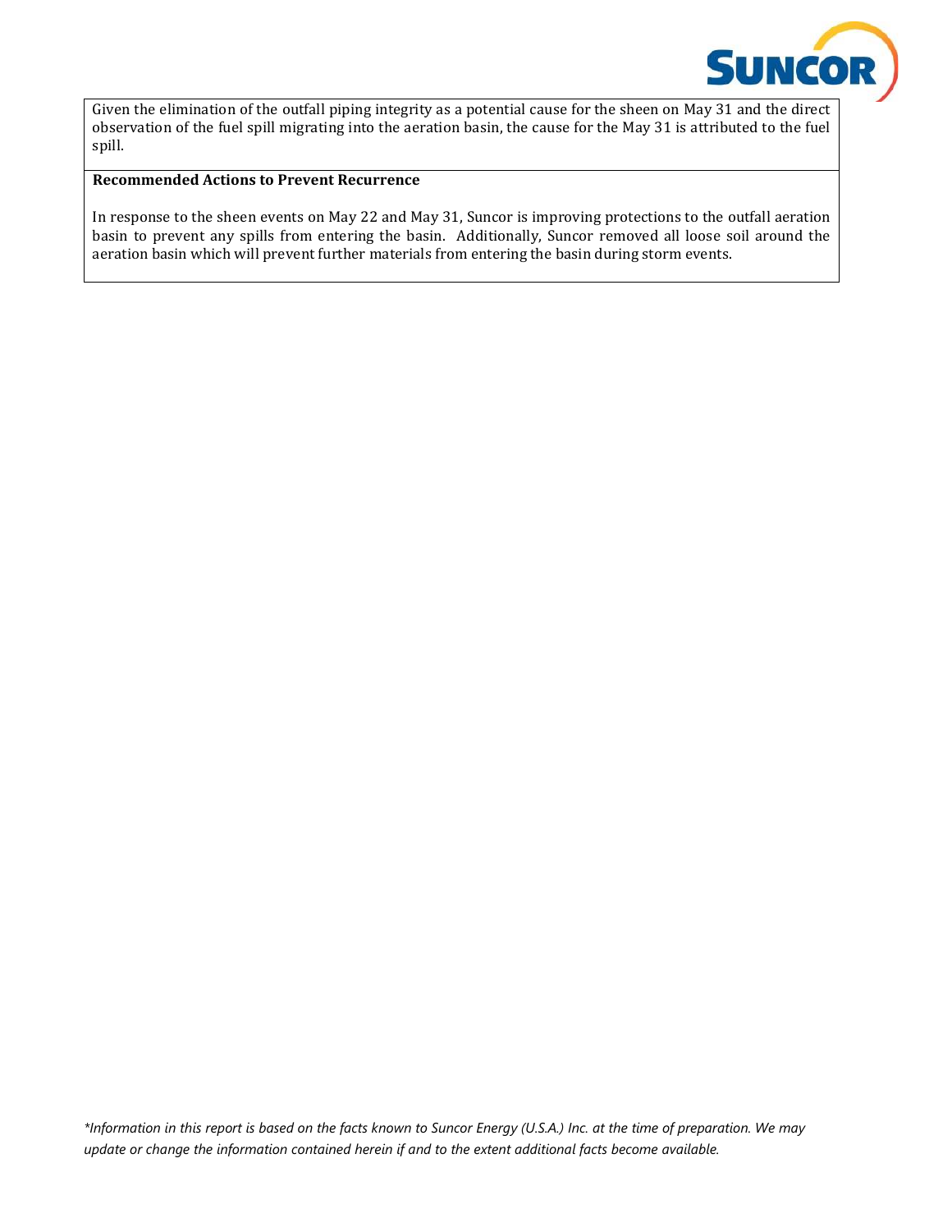Given the elimination of the outfall piping integrity as a potential cause for the sheen on May 31 and the direct observation of the fuel spill migrating into the aeration basin, the cause for the May 31 is attributed to the fuel spill.

**Recommended Actions to Prevent Recurrence**

In response to the sheen events on May 22 and May 31, Suncor is improving protections to the outfall aeration basin to prevent any spills from entering the basin. Additionally, Suncor removed all loose soil around the aeration basin which will prevent further materials from entering the basin during storm events.

*\*Information in this report is based on the facts known to Suncor Energy (U.S.A.) Inc. at the time of preparation. We may update or change the information contained herein if and to the extent additional facts become available.*